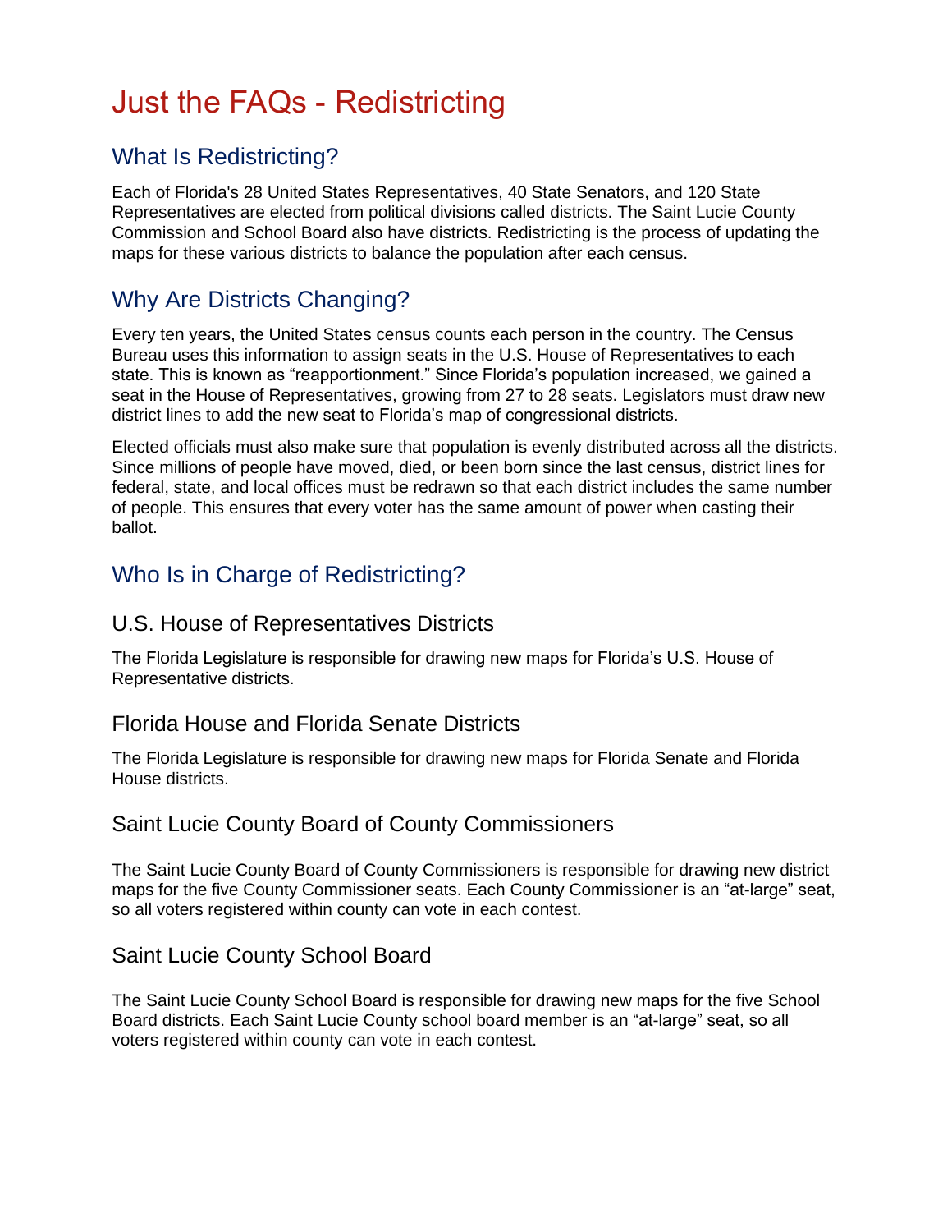# Just the FAQs - Redistricting

## What Is Redistricting?

Each of Florida's 28 United States Representatives, 40 State Senators, and 120 State Representatives are elected from political divisions called districts. The Saint Lucie County Commission and School Board also have districts. Redistricting is the process of updating the maps for these various districts to balance the population after each census.

## Why Are Districts Changing?

Every ten years, the United States census counts each person in the country. The Census Bureau uses this information to assign seats in the U.S. House of Representatives to each state. This is known as "reapportionment." Since Florida's population increased, we gained a seat in the House of Representatives, growing from 27 to 28 seats. Legislators must draw new district lines to add the new seat to Florida's map of congressional districts.

Elected officials must also make sure that population is evenly distributed across all the districts. Since millions of people have moved, died, or been born since the last census, district lines for federal, state, and local offices must be redrawn so that each district includes the same number of people. This ensures that every voter has the same amount of power when casting their ballot.

## Who Is in Charge of Redistricting?

### U.S. House of Representatives Districts

The Florida Legislature is responsible for drawing new maps for Florida's U.S. House of Representative districts.

### Florida House and Florida Senate Districts

The Florida Legislature is responsible for drawing new maps for Florida Senate and Florida House districts.

### Saint Lucie County Board of County Commissioners

The Saint Lucie County Board of County Commissioners is responsible for drawing new district maps for the five County Commissioner seats. Each County Commissioner is an "at-large" seat, so all voters registered within county can vote in each contest.

### Saint Lucie County School Board

The Saint Lucie County School Board is responsible for drawing new maps for the five School Board districts. Each Saint Lucie County school board member is an "at-large" seat, so all voters registered within county can vote in each contest.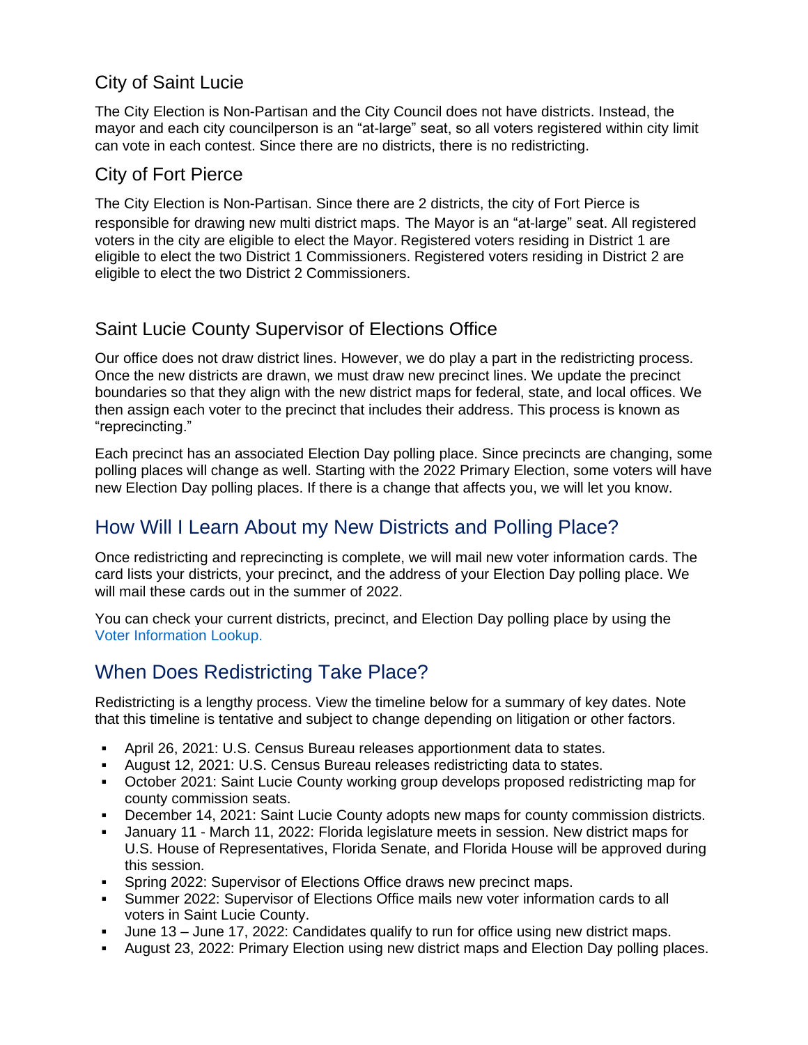### City of Saint Lucie

The City Election is Non-Partisan and the City Council does not have districts. Instead, the mayor and each city councilperson is an “at-large” seat, so all voters registered within city limit can vote in each contest. Since there are no districts, there is no redistricting.

### City of Fort Pierce

The City Election is Non-Partisan. Since there are 2 districts, the city of Fort Pierce is responsible for drawing new multi district maps. The Mayor is an “at-large” seat. All registered voters in the city are eligible to elect the Mayor. Registered voters residing in District 1 are eligible to elect the two District 1 Commissioners. Registered voters residing in District 2 are eligible to elect the two District 2 Commissioners.

### Saint Lucie County Supervisor of Elections Office

Our office does not draw district lines. However, we do play a part in the redistricting process. Once the new districts are drawn, we must draw new precinct lines. We update the precinct boundaries so that they align with the new district maps for federal, state, and local offices. We then assign each voter to the precinct that includes their address. This process is known as “reprecincting.”

Each precinct has an associated Election Day polling place. Since precincts are changing, some polling places will change as well. Starting with the 2022 Primary Election, some voters will have new Election Day polling places. If there is a change that affects you, we will let you know.

## How Will I Learn About my New Districts and Polling Place?

Once redistricting and reprecincting is complete, we will mail new voter information cards. The card lists your districts, your precinct, and the address of your Election Day polling place. We will mail these cards out in the summer of 2022.

You can check your current districts, precinct, and Election Day polling place by using the Voter Information Lookup.

## When Does Redistricting Take Place?

Redistricting is a lengthy process. View the timeline below for a summary of key dates. Note that this timeline is tentative and subject to change depending on litigation or other factors.

- April 26, 2021: U.S. Census Bureau releases apportionment data to states.
- August 12, 2021: U.S. Census Bureau releases redistricting data to states.
- October 2021: Saint Lucie County working group develops proposed redistricting map for county commission seats.
- December 14, 2021: Saint Lucie County adopts new maps for county commission districts.
- January 11 - March 11, 2022: Florida legislature meets in session. New district maps for U.S. House of Representatives, Florida Senate, and Florida House will be approved during this session.
- Spring 2022: Supervisor of Elections Office draws new precinct maps.
- Summer 2022: Supervisor of Elections Office mails new voter information cards to all voters in Saint Lucie County.
- June 13 – June 17, 2022: Candidates qualify to run for office using new district maps.
- August 23, 2022: Primary Election using new district maps and Election Day polling places.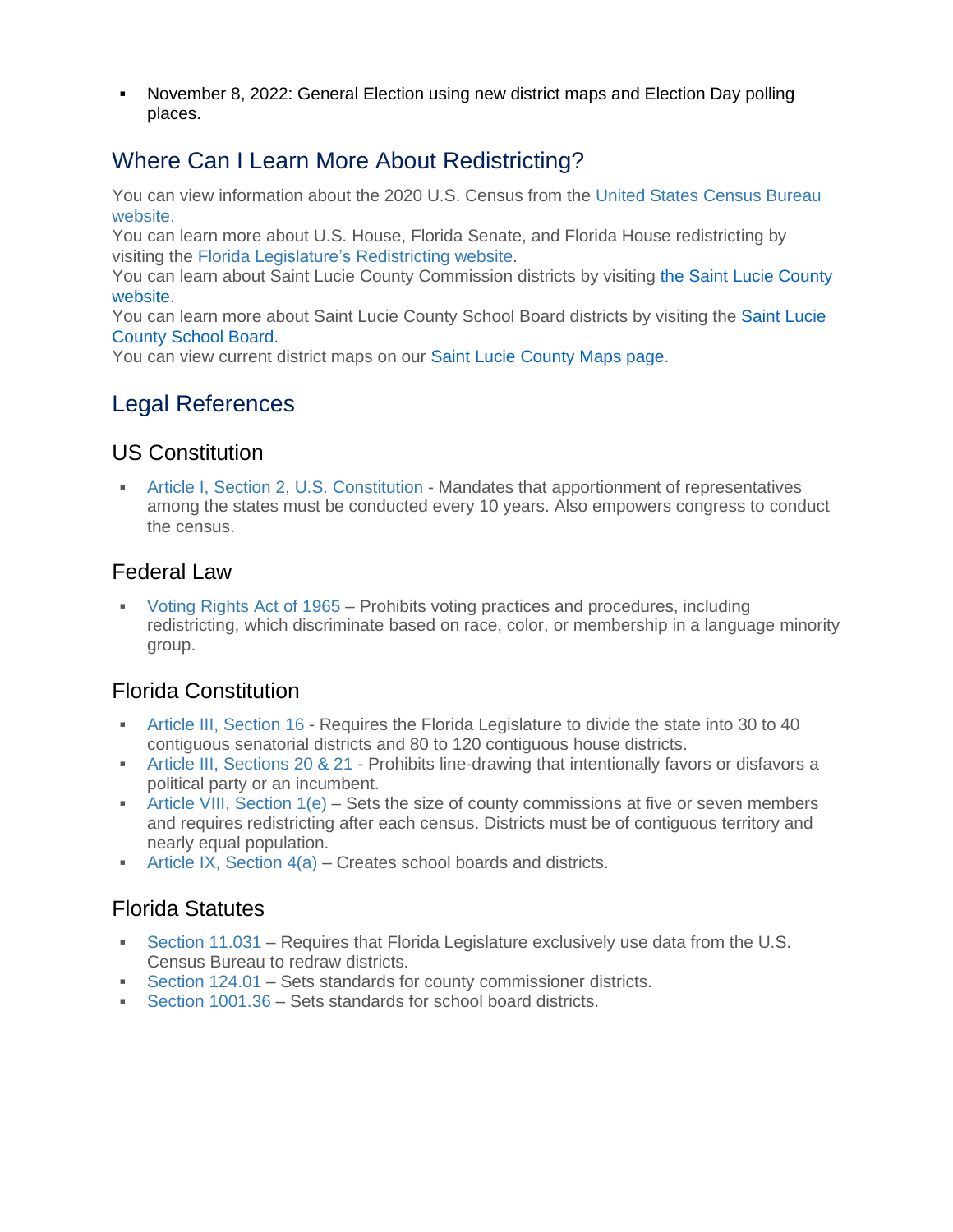- November 8, 2022: General Election using new district maps and Election Day polling places.

## Where Can I Learn More About Redistricting?

You can view information about the 2020 U.S. Census from the United States Census Bureau website.
You can learn more about U.S. House, Florida Senate, and Florida House redistricting by visiting the Florida Legislature's Redistricting website.
You can learn about Saint Lucie County Commission districts by visiting the Saint Lucie County website.
You can learn more about Saint Lucie County School Board districts by visiting the Saint Lucie County School Board.
You can view current district maps on our Saint Lucie County Maps page.

## Legal References

### US Constitution

- Article I, Section 2, U.S. Constitution - Mandates that apportionment of representatives among the states must be conducted every 10 years. Also empowers congress to conduct the census.

### Federal Law

- Voting Rights Act of 1965 – Prohibits voting practices and procedures, including redistricting, which discriminate based on race, color, or membership in a language minority group.

### Florida Constitution

- Article III, Section 16 - Requires the Florida Legislature to divide the state into 30 to 40 contiguous senatorial districts and 80 to 120 contiguous house districts.
- Article III, Sections 20 & 21 - Prohibits line-drawing that intentionally favors or disfavors a political party or an incumbent.
- Article VIII, Section 1(e) – Sets the size of county commissions at five or seven members and requires redistricting after each census. Districts must be of contiguous territory and nearly equal population.
- Article IX, Section 4(a) – Creates school boards and districts.

### Florida Statutes

- Section 11.031 – Requires that Florida Legislature exclusively use data from the U.S. Census Bureau to redraw districts.
- Section 124.01 – Sets standards for county commissioner districts.
- Section 1001.36 – Sets standards for school board districts.